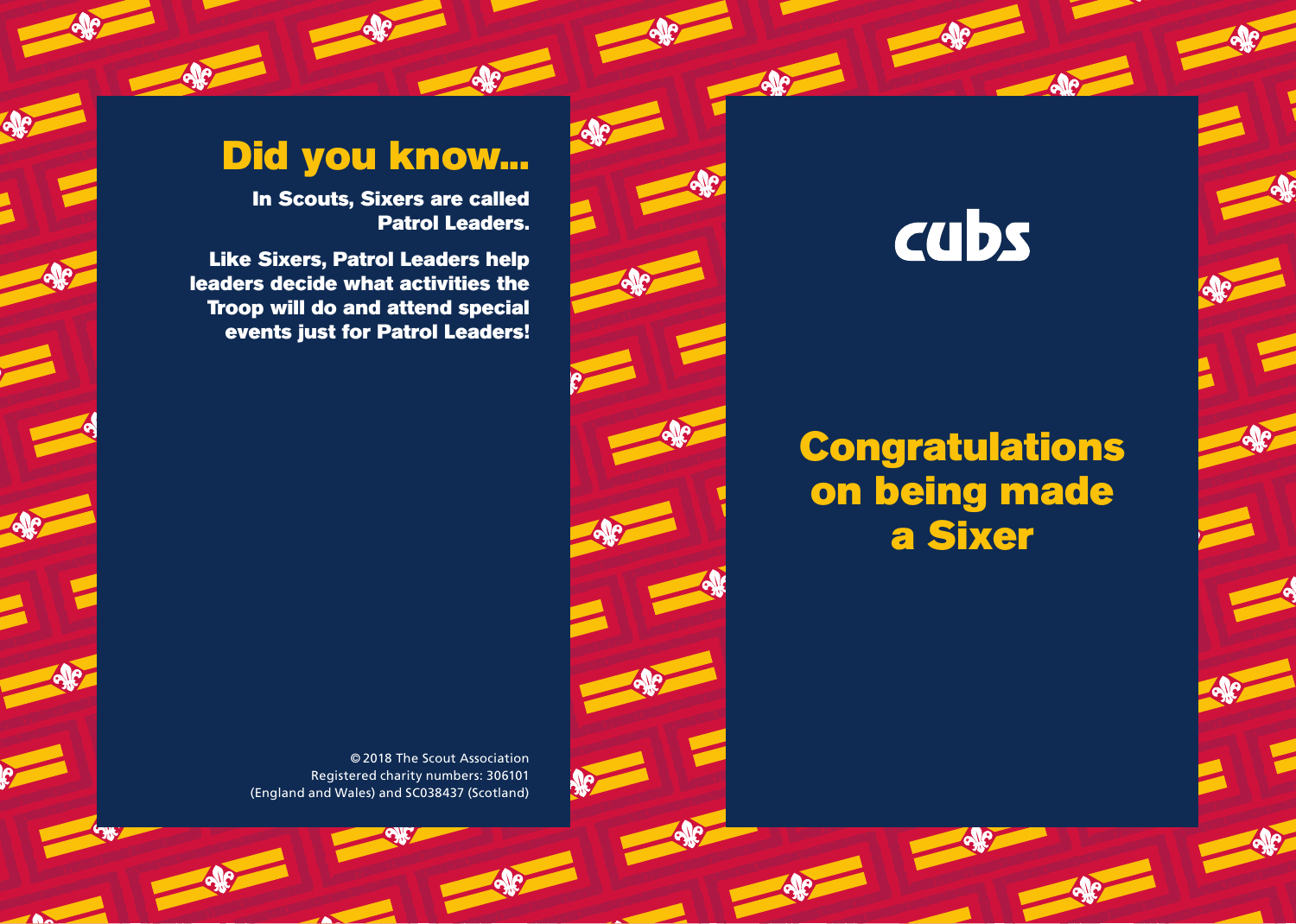## Did you know...

**In Scouts, Sixers are called Patrol Leaders.**

**Like Sixers, Patrol Leaders help leaders decide what activities the Troop will do and attend special events just for Patrol Leaders!**

© 2018 The Scout Association
Registered charity numbers: 306101 (England and Wales) and SC038437 (Scotland)

cubs

# Congratulations on being made a Sixer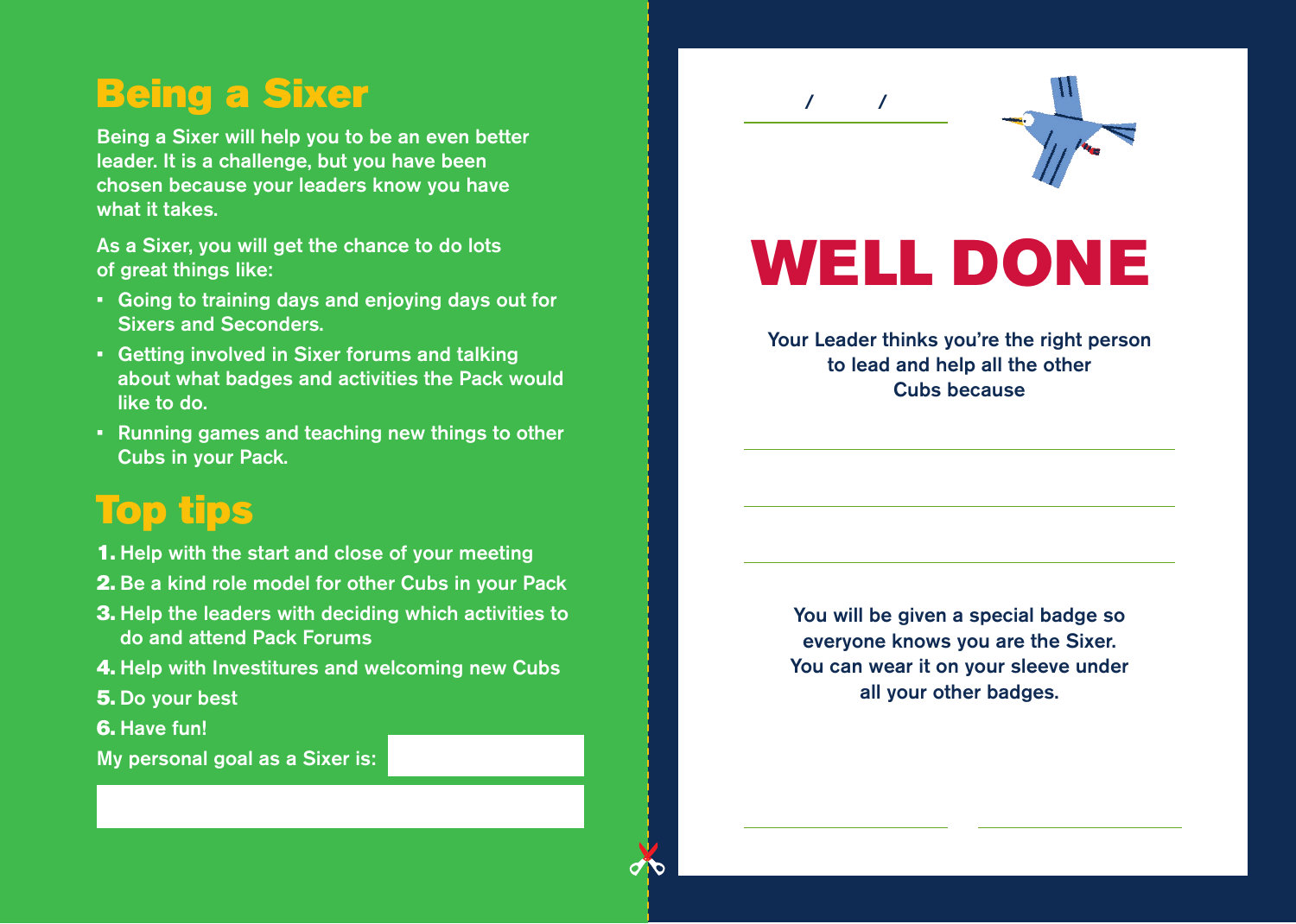## Being a Sixer

Being a Sixer will help you to be an even better leader. It is a challenge, but you have been chosen because your leaders know you have what it takes.

As a Sixer, you will get the chance to do lots of great things like:

- Going to training days and enjoying days out for Sixers and Seconders.
- Getting involved in Sixer forums and talking about what badges and activities the Pack would like to do.
- Running games and teaching new things to other Cubs in your Pack.

## Top tips

1. Help with the start and close of your meeting
2. Be a kind role model for other Cubs in your Pack
3. Help the leaders with deciding which activities to do and attend Pack Forums
4. Help with Investitures and welcoming new Cubs
5. Do your best
6. Have fun!

My personal goal as a Sixer is:

/ /

# WELL DONE

Your Leader thinks you're the right person to lead and help all the other Cubs because

You will be given a special badge so everyone knows you are the Sixer. You can wear it on your sleeve under all your other badges.